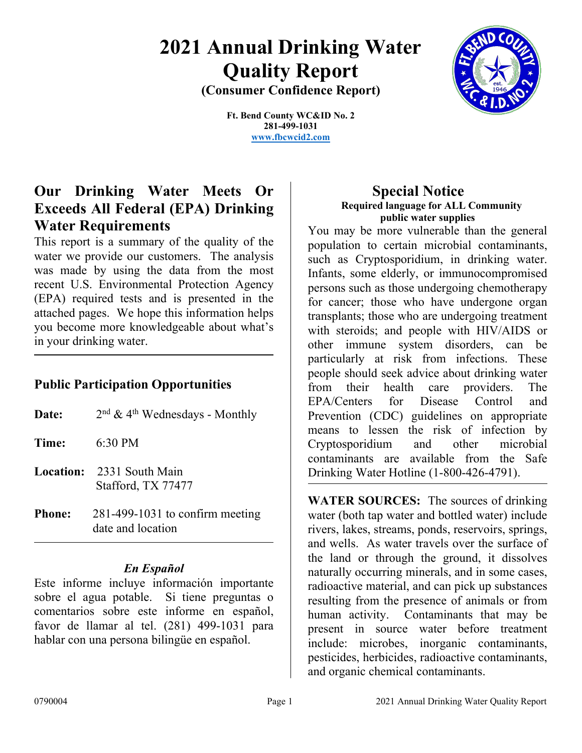# 2021 Annual Drinking Water Quality Report

**(Consumer Confidence Report)**

**Ft. Bend County WC&ID No. 2**
**281-499-1031**
**www.fbcwcid2.com**

## Our Drinking Water Meets Or Exceeds All Federal (EPA) Drinking Water Requirements

This report is a summary of the quality of the water we provide our customers. The analysis was made by using the data from the most recent U.S. Environmental Protection Agency (EPA) required tests and is presented in the attached pages. We hope this information helps you become more knowledgeable about what's in your drinking water.

### Public Participation Opportunities

**Date:** 2nd & 4th Wednesdays - Monthly

**Time:** 6:30 PM

**Location:** 2331 South Main
Stafford, TX 77477

**Phone:** 281-499-1031 to confirm meeting date and location

### *En Español*

Este informe incluye información importante sobre el agua potable. Si tiene preguntas o comentarios sobre este informe en español, favor de llamar al tel. (281) 499-1031 para hablar con una persona bilingüe en español.

## Special Notice

**Required language for ALL Community public water supplies**

You may be more vulnerable than the general population to certain microbial contaminants, such as Cryptosporidium, in drinking water. Infants, some elderly, or immunocompromised persons such as those undergoing chemotherapy for cancer; those who have undergone organ transplants; those who are undergoing treatment with steroids; and people with HIV/AIDS or other immune system disorders, can be particularly at risk from infections. These people should seek advice about drinking water from their health care providers. The EPA/Centers for Disease Control and Prevention (CDC) guidelines on appropriate means to lessen the risk of infection by Cryptosporidium and other microbial contaminants are available from the Safe Drinking Water Hotline (1-800-426-4791).

**WATER SOURCES:** The sources of drinking water (both tap water and bottled water) include rivers, lakes, streams, ponds, reservoirs, springs, and wells. As water travels over the surface of the land or through the ground, it dissolves naturally occurring minerals, and in some cases, radioactive material, and can pick up substances resulting from the presence of animals or from human activity. Contaminants that may be present in source water before treatment include: microbes, inorganic contaminants, pesticides, herbicides, radioactive contaminants, and organic chemical contaminants.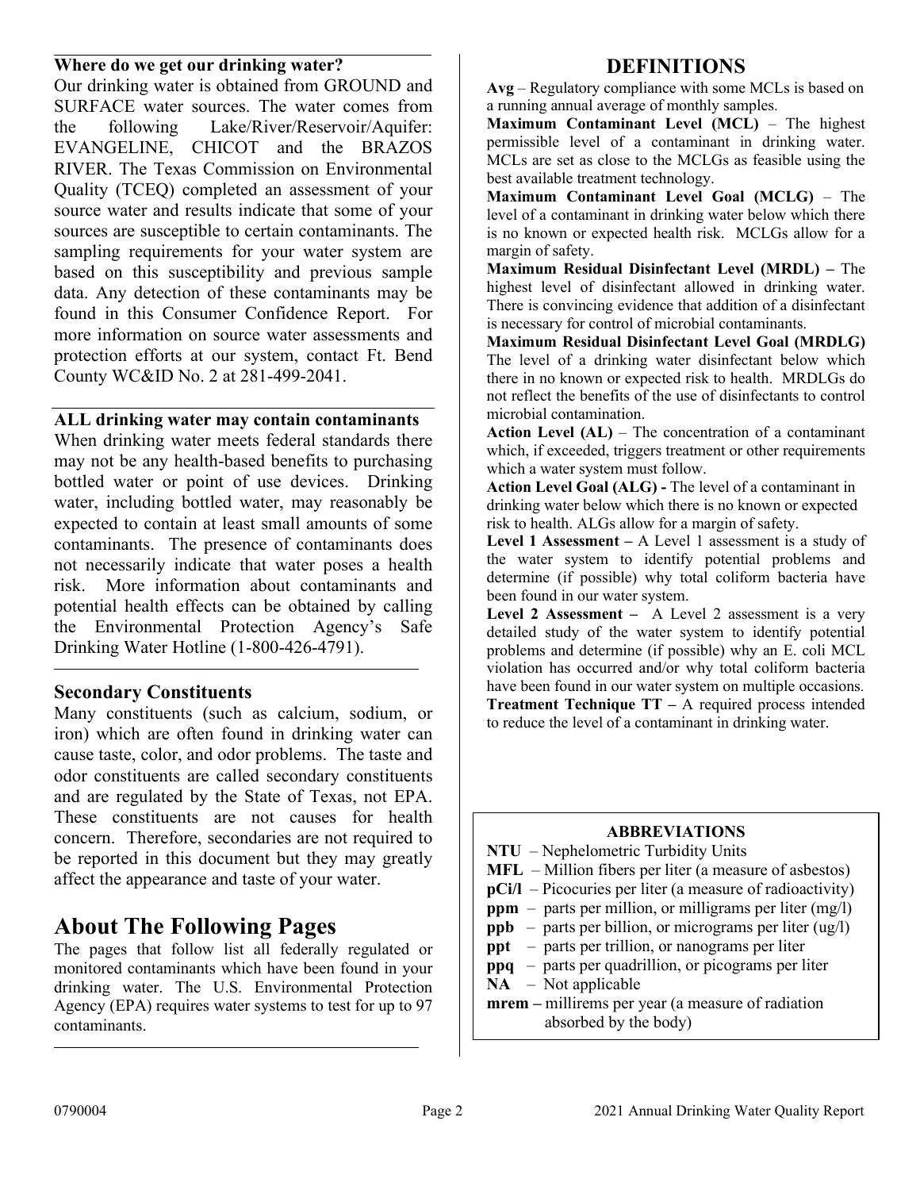### Where do we get our drinking water?

Our drinking water is obtained from GROUND and SURFACE water sources. The water comes from the following Lake/River/Reservoir/Aquifer: EVANGELINE, CHICOT and the BRAZOS RIVER. The Texas Commission on Environmental Quality (TCEQ) completed an assessment of your source water and results indicate that some of your sources are susceptible to certain contaminants. The sampling requirements for your water system are based on this susceptibility and previous sample data. Any detection of these contaminants may be found in this Consumer Confidence Report. For more information on source water assessments and protection efforts at our system, contact Ft. Bend County WC&ID No. 2 at 281-499-2041.

### ALL drinking water may contain contaminants

When drinking water meets federal standards there may not be any health-based benefits to purchasing bottled water or point of use devices. Drinking water, including bottled water, may reasonably be expected to contain at least small amounts of some contaminants. The presence of contaminants does not necessarily indicate that water poses a health risk. More information about contaminants and potential health effects can be obtained by calling the Environmental Protection Agency's Safe Drinking Water Hotline (1-800-426-4791).

### Secondary Constituents

Many constituents (such as calcium, sodium, or iron) which are often found in drinking water can cause taste, color, and odor problems. The taste and odor constituents are called secondary constituents and are regulated by the State of Texas, not EPA. These constituents are not causes for health concern. Therefore, secondaries are not required to be reported in this document but they may greatly affect the appearance and taste of your water.

## About The Following Pages

The pages that follow list all federally regulated or monitored contaminants which have been found in your drinking water. The U.S. Environmental Protection Agency (EPA) requires water systems to test for up to 97 contaminants.

## DEFINITIONS

**Avg** – Regulatory compliance with some MCLs is based on a running annual average of monthly samples.

**Maximum Contaminant Level (MCL)** – The highest permissible level of a contaminant in drinking water. MCLs are set as close to the MCLGs as feasible using the best available treatment technology.

**Maximum Contaminant Level Goal (MCLG)** – The level of a contaminant in drinking water below which there is no known or expected health risk. MCLGs allow for a margin of safety.

**Maximum Residual Disinfectant Level (MRDL) –** The highest level of disinfectant allowed in drinking water. There is convincing evidence that addition of a disinfectant is necessary for control of microbial contaminants.

**Maximum Residual Disinfectant Level Goal (MRDLG)** The level of a drinking water disinfectant below which there in no known or expected risk to health. MRDLGs do not reflect the benefits of the use of disinfectants to control microbial contamination.

**Action Level (AL)** – The concentration of a contaminant which, if exceeded, triggers treatment or other requirements which a water system must follow.

**Action Level Goal (ALG) -** The level of a contaminant in drinking water below which there is no known or expected risk to health. ALGs allow for a margin of safety.

**Level 1 Assessment –** A Level 1 assessment is a study of the water system to identify potential problems and determine (if possible) why total coliform bacteria have been found in our water system.

**Level 2 Assessment –** A Level 2 assessment is a very detailed study of the water system to identify potential problems and determine (if possible) why an E. coli MCL violation has occurred and/or why total coliform bacteria have been found in our water system on multiple occasions.

**Treatment Technique TT –** A required process intended to reduce the level of a contaminant in drinking water.

### ABBREVIATIONS

- **NTU** – Nephelometric Turbidity Units
- **MFL** – Million fibers per liter (a measure of asbestos)
- **pCi/l** – Picocuries per liter (a measure of radioactivity)
- **ppm** – parts per million, or milligrams per liter (mg/l)
- **ppb** – parts per billion, or micrograms per liter (ug/l)
- **ppt** – parts per trillion, or nanograms per liter
- **ppq** – parts per quadrillion, or picograms per liter
- **NA** – Not applicable
- **mrem –** millirems per year (a measure of radiation absorbed by the body)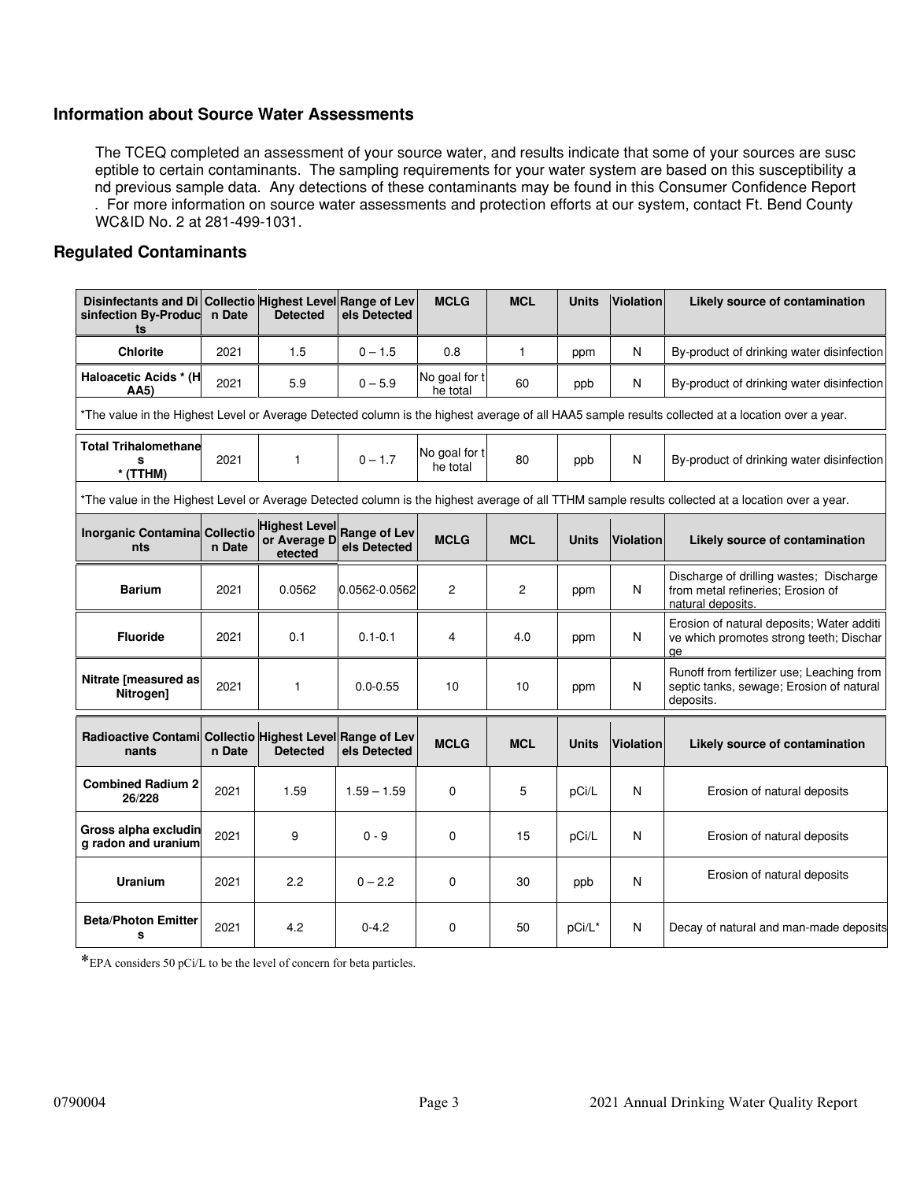## Information about Source Water Assessments

The TCEQ completed an assessment of your source water, and results indicate that some of your sources are susceptible to certain contaminants. The sampling requirements for your water system are based on this susceptibility and previous sample data. Any detections of these contaminants may be found in this Consumer Confidence Report. For more information on source water assessments and protection efforts at our system, contact Ft. Bend County WC&ID No. 2 at 281-499-1031.

## Regulated Contaminants

| Disinfectants and Disinfection By-Products | Collection Date | Highest Level Detected | Range of Levels Detected | MCLG | MCL | Units | Violation | Likely source of contamination |
|---|---|---|---|---|---|---|---|---|
| Chlorite | 2021 | 1.5 | 0 – 1.5 | 0.8 | 1 | ppm | N | By-product of drinking water disinfection |
| Haloacetic Acids * (HAA5) | 2021 | 5.9 | 0 – 5.9 | No goal for the total | 60 | ppb | N | By-product of drinking water disinfection |
| *The value in the Highest Level or Average Detected column is the highest average of all HAA5 sample results collected at a location over a year. | | | | | | | | |
| Total Trihalomethanes * (TTHM) | 2021 | 1 | 0 – 1.7 | No goal for the total | 80 | ppb | N | By-product of drinking water disinfection |
| *The value in the Highest Level or Average Detected column is the highest average of all TTHM sample results collected at a location over a year. | | | | | | | | |

| Inorganic Contaminants | Collection Date | Highest Level or Average Detected | Range of Levels Detected | MCLG | MCL | Units | Violation | Likely source of contamination |
|---|---|---|---|---|---|---|---|---|
| Barium | 2021 | 0.0562 | 0.0562-0.0562 | 2 | 2 | ppm | N | Discharge of drilling wastes; Discharge from metal refineries; Erosion of natural deposits. |
| Fluoride | 2021 | 0.1 | 0.1-0.1 | 4 | 4.0 | ppm | N | Erosion of natural deposits; Water additive which promotes strong teeth; Discharge |
| Nitrate [measured as Nitrogen] | 2021 | 1 | 0.0-0.55 | 10 | 10 | ppm | N | Runoff from fertilizer use; Leaching from septic tanks, sewage; Erosion of natural deposits. |

| Radioactive Contaminants | Collection Date | Highest Level Detected | Range of Levels Detected | MCLG | MCL | Units | Violation | Likely source of contamination |
|---|---|---|---|---|---|---|---|---|
| Combined Radium 226/228 | 2021 | 1.59 | 1.59 – 1.59 | 0 | 5 | pCi/L | N | Erosion of natural deposits |
| Gross alpha excluding radon and uranium | 2021 | 9 | 0 - 9 | 0 | 15 | pCi/L | N | Erosion of natural deposits |
| Uranium | 2021 | 2.2 | 0 – 2.2 | 0 | 30 | ppb | N | Erosion of natural deposits |
| Beta/Photon Emitters | 2021 | 4.2 | 0-4.2 | 0 | 50 | pCi/L* | N | Decay of natural and man-made deposits |

*EPA considers 50 pCi/L to be the level of concern for beta particles.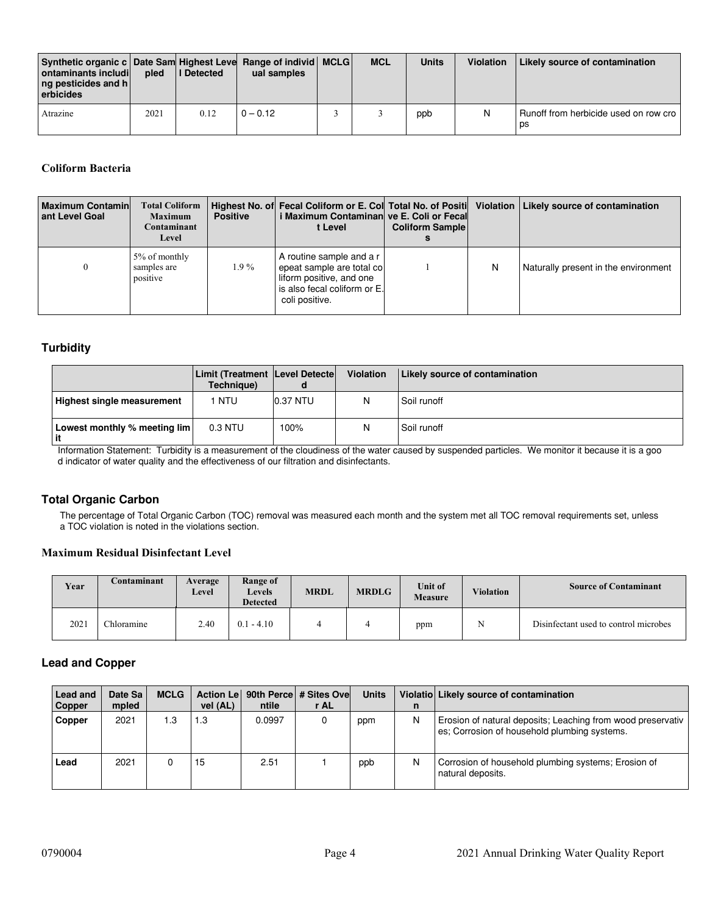| Synthetic organic contaminants including pesticides and herbicides | Date Sampled | Highest Level Detected | Range of individual samples | MCLG | MCL | Units | Violation | Likely source of contamination |
|---|---|---|---|---|---|---|---|---|
| Atrazine | 2021 | 0.12 | 0 – 0.12 | 3 | 3 | ppb | N | Runoff from herbicide used on row crops |

### Coliform Bacteria

| Maximum Contaminant Level Goal | Total Coliform Maximum Contaminant Level | Highest No. of Positive | Fecal Coliform or E. Coli Maximum Contaminant Level | Total No. of Positive E. Coli or Fecal Coliform Samples | Violation | Likely source of contamination |
|---|---|---|---|---|---|---|
| 0 | 5% of monthly samples are positive | 1.9 % | A routine sample and a repeat sample are total coliform positive, and one is also fecal coliform or E. coli positive. | 1 | N | Naturally present in the environment |

## Turbidity

| | Limit (Treatment Technique) | Level Detected | Violation | Likely source of contamination |
|---|---|---|---|---|
| **Highest single measurement** | 1 NTU | 0.37 NTU | N | Soil runoff |
| **Lowest monthly % meeting limit** | 0.3 NTU | 100% | N | Soil runoff |

Information Statement: Turbidity is a measurement of the cloudiness of the water caused by suspended particles. We monitor it because it is a good indicator of water quality and the effectiveness of our filtration and disinfectants.

## Total Organic Carbon

The percentage of Total Organic Carbon (TOC) removal was measured each month and the system met all TOC removal requirements set, unless a TOC violation is noted in the violations section.

### Maximum Residual Disinfectant Level

| Year | Contaminant | Average Level | Range of Levels Detected | MRDL | MRDLG | Unit of Measure | Violation | Source of Contaminant |
|---|---|---|---|---|---|---|---|---|
| 2021 | Chloramine | 2.40 | 0.1 - 4.10 | 4 | 4 | ppm | N | Disinfectant used to control microbes |

## Lead and Copper

| Lead and Copper | Date Sampled | MCLG | Action Level (AL) | 90th Percentile | # Sites Over AL | Units | Violation | Likely source of contamination |
|---|---|---|---|---|---|---|---|---|
| **Copper** | 2021 | 1.3 | 1.3 | 0.0997 | 0 | ppm | N | Erosion of natural deposits; Leaching from wood preservatives; Corrosion of household plumbing systems. |
| **Lead** | 2021 | 0 | 15 | 2.51 | 1 | ppb | N | Corrosion of household plumbing systems; Erosion of natural deposits. |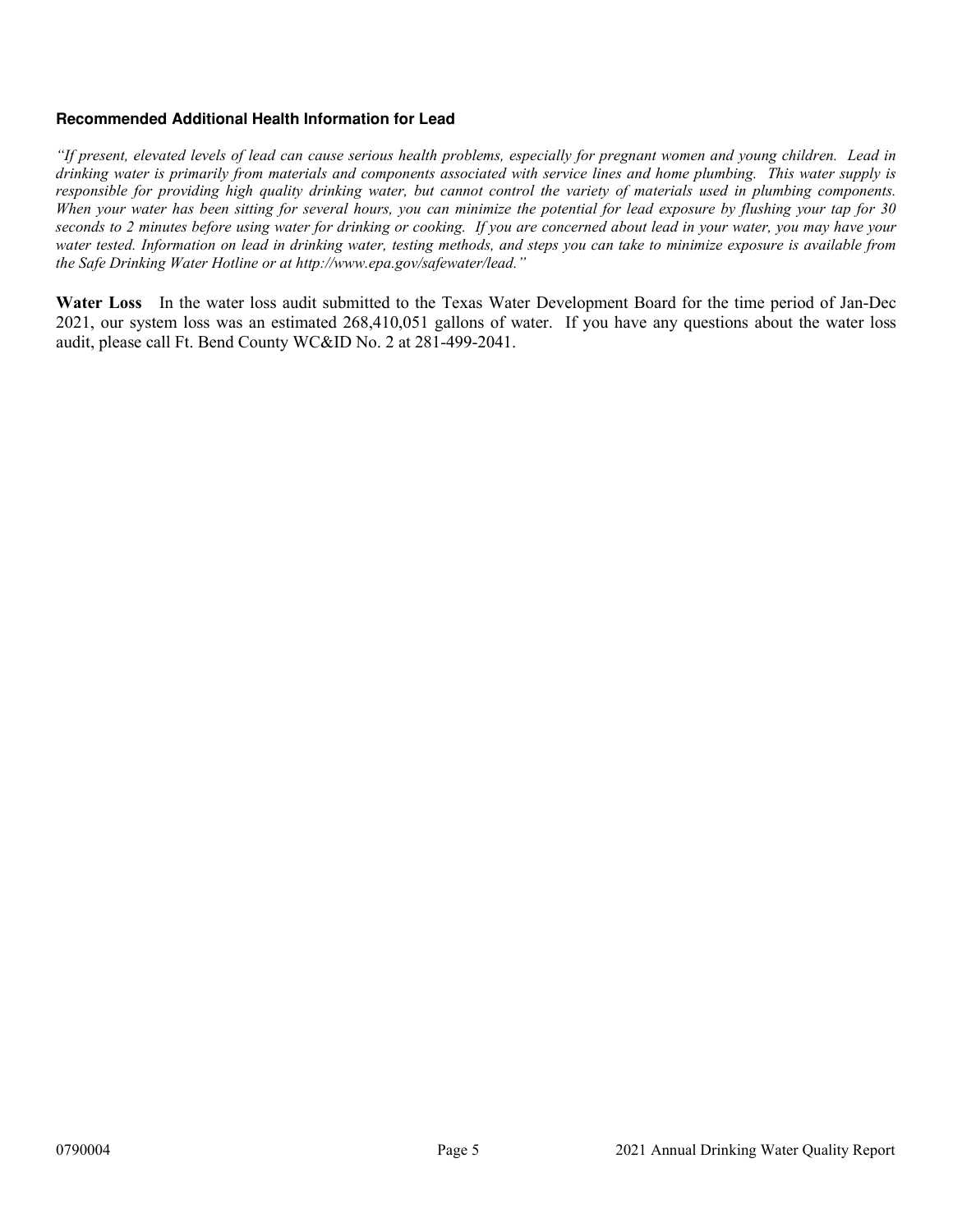#### Recommended Additional Health Information for Lead

*"If present, elevated levels of lead can cause serious health problems, especially for pregnant women and young children. Lead in drinking water is primarily from materials and components associated with service lines and home plumbing. This water supply is responsible for providing high quality drinking water, but cannot control the variety of materials used in plumbing components. When your water has been sitting for several hours, you can minimize the potential for lead exposure by flushing your tap for 30 seconds to 2 minutes before using water for drinking or cooking. If you are concerned about lead in your water, you may have your water tested. Information on lead in drinking water, testing methods, and steps you can take to minimize exposure is available from the Safe Drinking Water Hotline or at http://www.epa.gov/safewater/lead."*

**Water Loss** In the water loss audit submitted to the Texas Water Development Board for the time period of Jan-Dec 2021, our system loss was an estimated 268,410,051 gallons of water. If you have any questions about the water loss audit, please call Ft. Bend County WC&ID No. 2 at 281-499-2041.